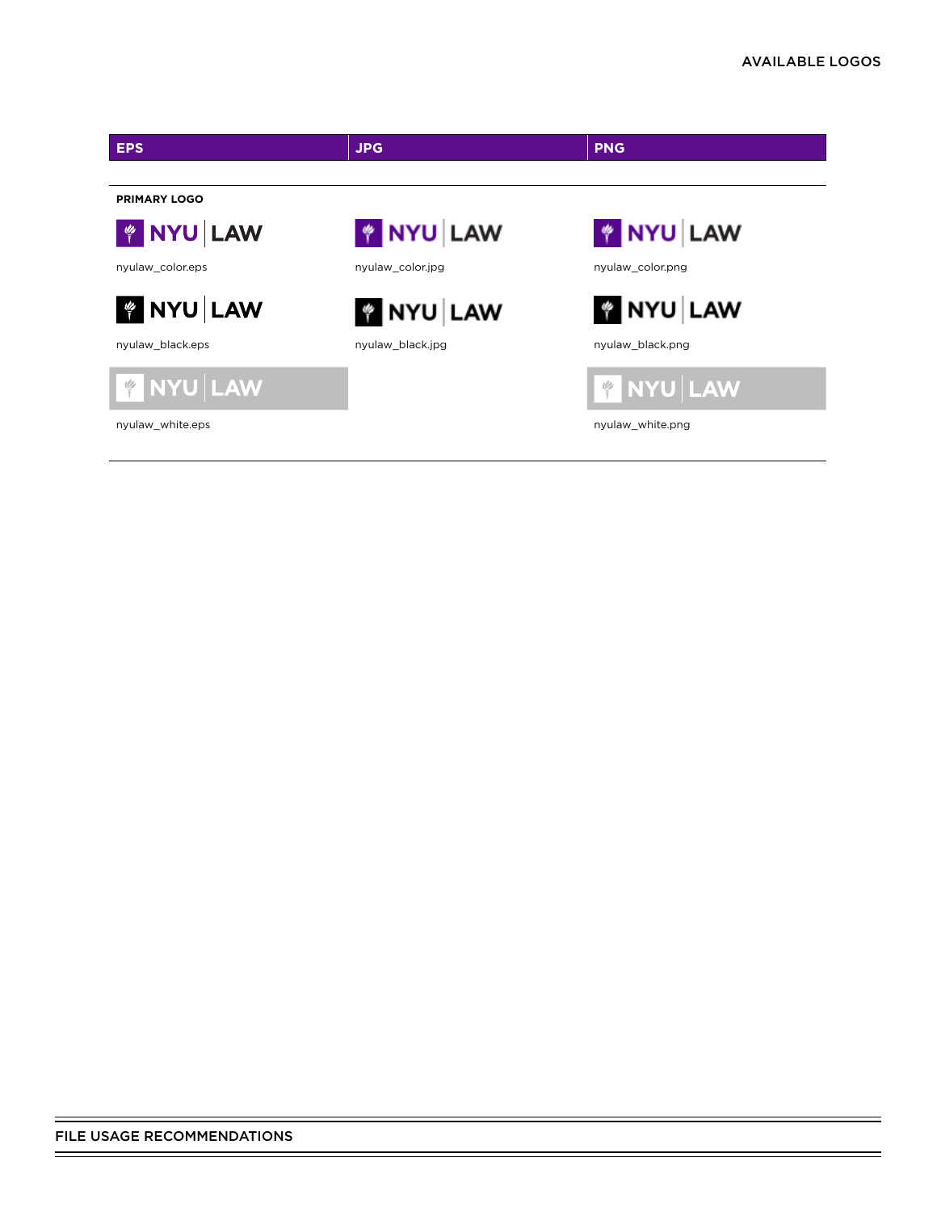# AVAILABLE LOGOS

| EPS | JPG | PNG |
| --- | --- | --- |
| **PRIMARY LOGO** | | |
| NYU LAW | NYU LAW | NYU LAW |
| nyulaw_color.eps | nyulaw_color.jpg | nyulaw_color.png |
| NYU LAW | NYU LAW | NYU LAW |
| nyulaw_black.eps | nyulaw_black.jpg | nyulaw_black.png |
| NYU LAW | | NYU LAW |
| nyulaw_white.eps | | nyulaw_white.png |

FILE USAGE RECOMMENDATIONS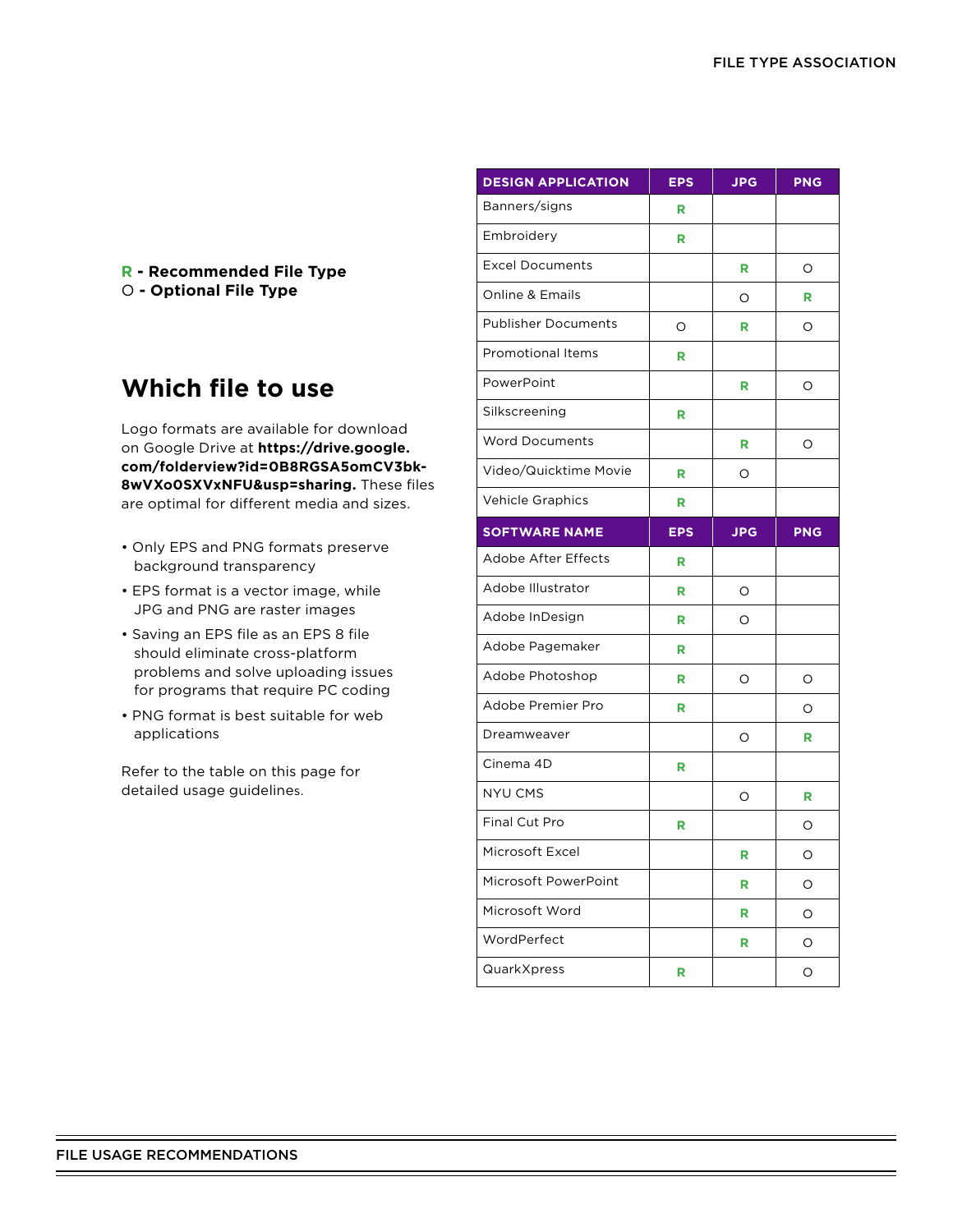**R - Recommended File Type**
**O - Optional File Type**

## Which file to use

Logo formats are available for download on Google Drive at **https://drive.google.com/folderview?id=0B8RGSA5omCV3bk-8wVXo0SXVxNFU&usp=sharing.** These files are optimal for different media and sizes.

- Only EPS and PNG formats preserve background transparency
- EPS format is a vector image, while JPG and PNG are raster images
- Saving an EPS file as an EPS 8 file should eliminate cross-platform problems and solve uploading issues for programs that require PC coding
- PNG format is best suitable for web applications

Refer to the table on this page for detailed usage guidelines.

| DESIGN APPLICATION | EPS | JPG | PNG |
|---|---|---|---|
| Banners/signs | R | | |
| Embroidery | R | | |
| Excel Documents | | R | O |
| Online & Emails | | O | R |
| Publisher Documents | O | R | O |
| Promotional Items | R | | |
| PowerPoint | | R | O |
| Silkscreening | R | | |
| Word Documents | | R | O |
| Video/Quicktime Movie | R | O | |
| Vehicle Graphics | R | | |
| **SOFTWARE NAME** | **EPS** | **JPG** | **PNG** |
| Adobe After Effects | R | | |
| Adobe Illustrator | R | O | |
| Adobe InDesign | R | O | |
| Adobe Pagemaker | R | | |
| Adobe Photoshop | R | O | O |
| Adobe Premier Pro | R | | O |
| Dreamweaver | | O | R |
| Cinema 4D | R | | |
| NYU CMS | | O | R |
| Final Cut Pro | R | | O |
| Microsoft Excel | | R | O |
| Microsoft PowerPoint | | R | O |
| Microsoft Word | | R | O |
| WordPerfect | | R | O |
| QuarkXpress | R | | O |